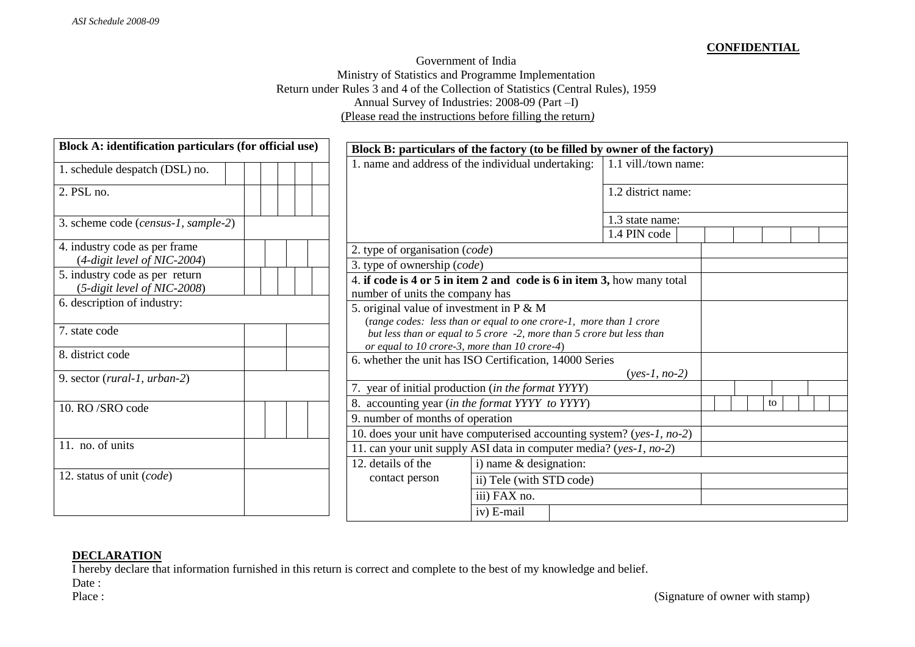**CONFIDENTIAL**

Government of India
Ministry of Statistics and Programme Implementation
Return under Rules 3 and 4 of the Collection of Statistics (Central Rules), 1959
Annual Survey of Industries: 2008-09 (Part –I)
(Please read the instructions before filling the return)

| Block A: identification particulars (for official use) | |
|---|---|
| 1. schedule despatch (DSL) no. | |
| 2. PSL no. | |
| 3. scheme code (*census-1, sample-2*) | |
| 4. industry code as per frame (*4-digit level of NIC-2004*) | |
| 5. industry code as per return (*5-digit level of NIC-2008*) | |
| 6. description of industry: | |
| 7. state code | |
| 8. district code | |
| 9. sector (*rural-1, urban-2*) | |
| 10. RO /SRO code | |
| 11. no. of units | |
| 12. status of unit (*code*) | |

| Block B: particulars of the factory (to be filled by owner of the factory) | | |
|---|---|---|
| 1. name and address of the individual undertaking: | 1.1 vill./town name: | |
| | 1.2 district name: | |
| | 1.3 state name: | |
| | 1.4 PIN code | |
| 2. type of organisation (*code*) | | |
| 3. type of ownership (*code*) | | |
| 4. **if code is 4 or 5 in item 2 and code is 6 in item 3,** how many total number of units the company has | | |
| 5. original value of investment in P & M (*range codes: less than or equal to one crore-1, more than 1 crore but less than or equal to 5 crore -2, more than 5 crore but less than or equal to 10 crore-3, more than 10 crore-4*) | | |
| 6. whether the unit has ISO Certification, 14000 Series (*yes-1, no-2*) | | |
| 7. year of initial production (*in the format YYYY*) | | |
| 8. accounting year (*in the format YYYY to YYYY*) | | to |
| 9. number of months of operation | | |
| 10. does your unit have computerised accounting system? (*yes-1, no-2*) | | |
| 11. can your unit supply ASI data in computer media? (*yes-1, no-2*) | | |
| 12. details of the contact person | i) name & designation: | |
| | ii) Tele (with STD code) | |
| | iii) FAX no. | |
| | iv) E-mail | |

**DECLARATION**

I hereby declare that information furnished in this return is correct and complete to the best of my knowledge and belief.

Date :

Place :

(Signature of owner with stamp)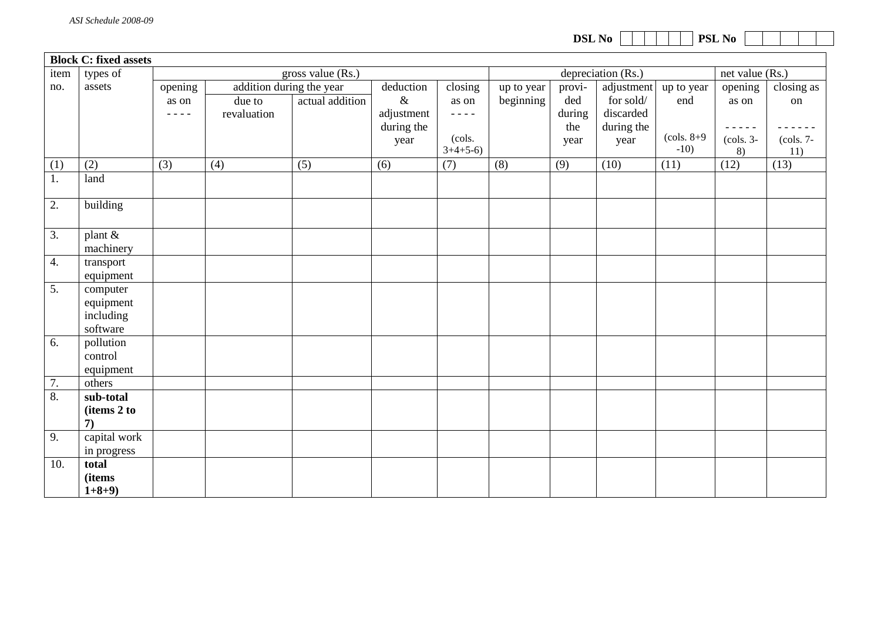*ASI Schedule 2008-09*

DSL No | | | | | | PSL No | | | | | |

**Block C: fixed assets**

| item no. | types of assets | gross value (Rs.) | | | | | depreciation (Rs.) | | | | net value (Rs.) | |
|---|---|---|---|---|---|---|---|---|---|---|---|---|
| | | opening as on - - - - | addition during the year | | deduction & adjustment during the year | closing as on - - - - (cols. 3+4+5-6) | up to year beginning | provi-ded during the year | adjustment for sold/ discarded during the year | up to year end (cols. 8+9 -10) | opening as on - - - - - (cols. 3-8) | closing as on - - - - - - (cols. 7-11) |
| | | | due to revaluation | actual addition | | | | | | | | |
| (1) | (2) | (3) | (4) | (5) | (6) | (7) | (8) | (9) | (10) | (11) | (12) | (13) |
| 1. | land | | | | | | | | | | | |
| 2. | building | | | | | | | | | | | |
| 3. | plant & machinery | | | | | | | | | | | |
| 4. | transport equipment | | | | | | | | | | | |
| 5. | computer equipment including software | | | | | | | | | | | |
| 6. | pollution control equipment | | | | | | | | | | | |
| 7. | others | | | | | | | | | | | |
| 8. | **sub-total (items 2 to 7)** | | | | | | | | | | | |
| 9. | capital work in progress | | | | | | | | | | | |
| 10. | **total (items 1+8+9)** | | | | | | | | | | | |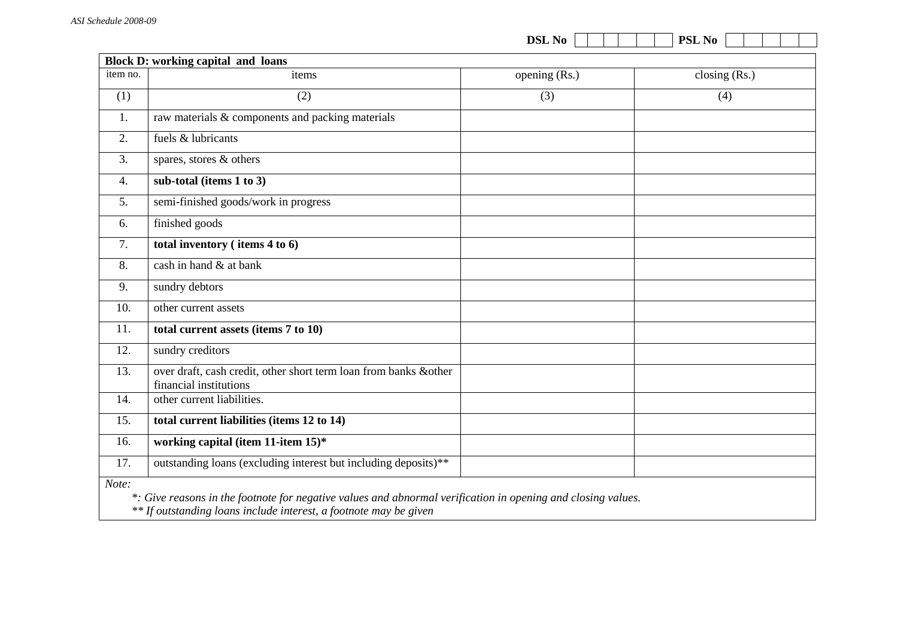DSL No | | | | | | | PSL No | | | | | |

| Block D: working capital and loans | | | |
|---|---|---|---|
| item no. | items | opening (Rs.) | closing (Rs.) |
| (1) | (2) | (3) | (4) |
| 1. | raw materials & components and packing materials | | |
| 2. | fuels & lubricants | | |
| 3. | spares, stores & others | | |
| 4. | **sub-total (items 1 to 3)** | | |
| 5. | semi-finished goods/work in progress | | |
| 6. | finished goods | | |
| 7. | **total inventory ( items 4 to 6)** | | |
| 8. | cash in hand & at bank | | |
| 9. | sundry debtors | | |
| 10. | other current assets | | |
| 11. | **total current assets (items 7 to 10)** | | |
| 12. | sundry creditors | | |
| 13. | over draft, cash credit, other short term loan from banks &other financial institutions | | |
| 14. | other current liabilities. | | |
| 15. | **total current liabilities (items 12 to 14)** | | |
| 16. | **working capital (item 11-item 15)*** | | |
| 17. | outstanding loans (excluding interest but including deposits)** | | |

*Note:*

*\*: Give reasons in the footnote for negative values and abnormal verification in opening and closing values.*

*\*\* If outstanding loans include interest, a footnote may be given*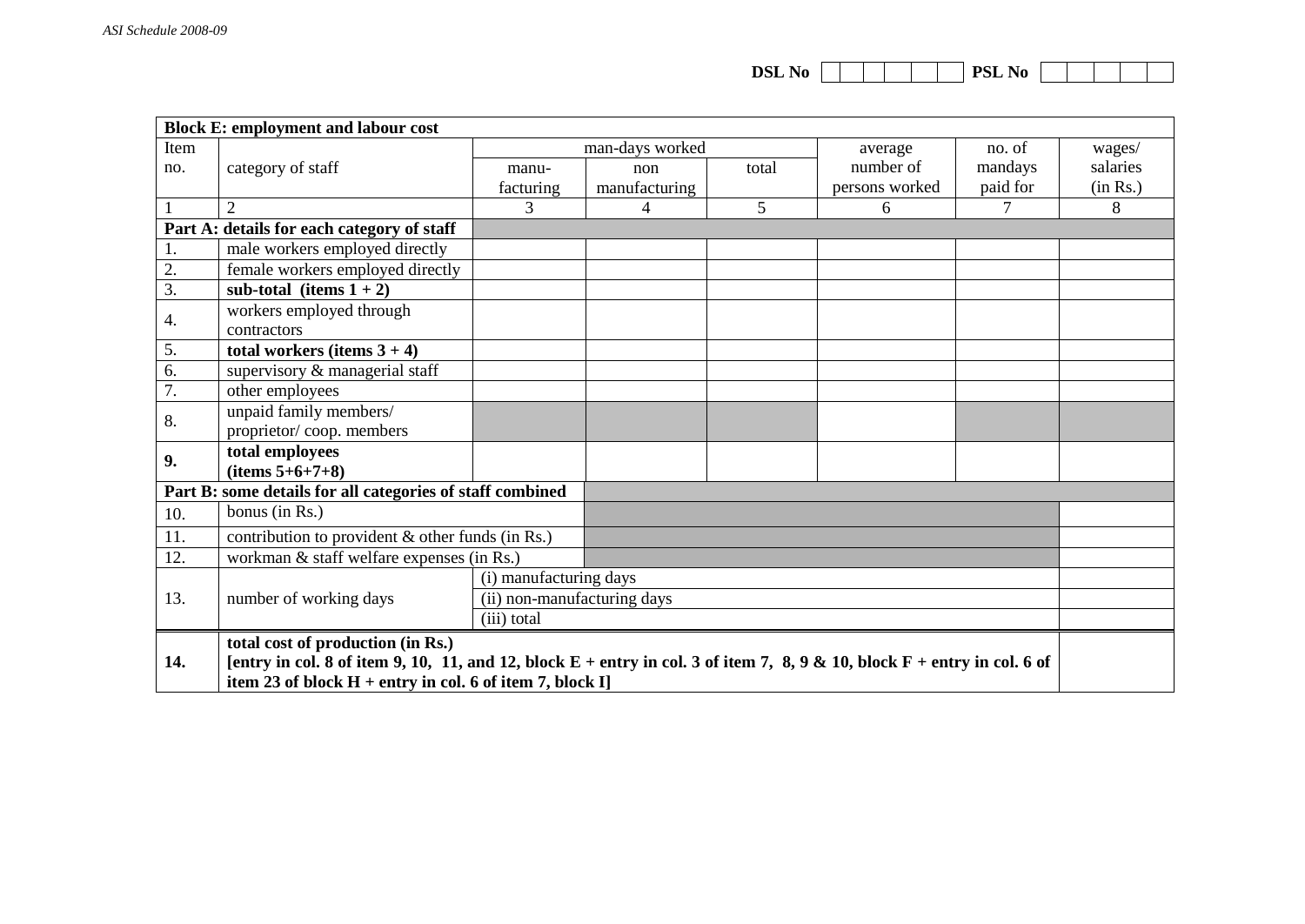**DSL No** | | | | | | | **PSL No** | | | | | |

| **Block E: employment and labour cost** | | | | | | | |
|---|---|---|---|---|---|---|---|
| Item no. | category of staff | man-days worked | | | average number of persons worked | no. of mandays paid for | wages/ salaries (in Rs.) |
| | | manu-facturing | non manufacturing | total | | | |
| 1 | 2 | 3 | 4 | 5 | 6 | 7 | 8 |
| **Part A: details for each category of staff** | | | | | | | |
| 1. | male workers employed directly | | | | | | |
| 2. | female workers employed directly | | | | | | |
| 3. | **sub-total (items 1 + 2)** | | | | | | |
| 4. | workers employed through contractors | | | | | | |
| 5. | **total workers (items 3 + 4)** | | | | | | |
| 6. | supervisory & managerial staff | | | | | | |
| 7. | other employees | | | | | | |
| 8. | unpaid family members/ proprietor/ coop. members | | | | | | |
| **9.** | **total employees (items 5+6+7+8)** | | | | | | |
| **Part B: some details for all categories of staff combined** | | | | | | | |
| 10. | bonus (in Rs.) | | | | | | |
| 11. | contribution to provident & other funds (in Rs.) | | | | | | |
| 12. | workman & staff welfare expenses (in Rs.) | | | | | | |
| 13. | number of working days | (i) manufacturing days | | | | | |
| | | (ii) non-manufacturing days | | | | | |
| | | (iii) total | | | | | |
| **14.** | **total cost of production (in Rs.) [entry in col. 8 of item 9, 10, 11, and 12, block E + entry in col. 3 of item 7, 8, 9 & 10, block F + entry in col. 6 of item 23 of block H + entry in col. 6 of item 7, block I]** | | | | | | |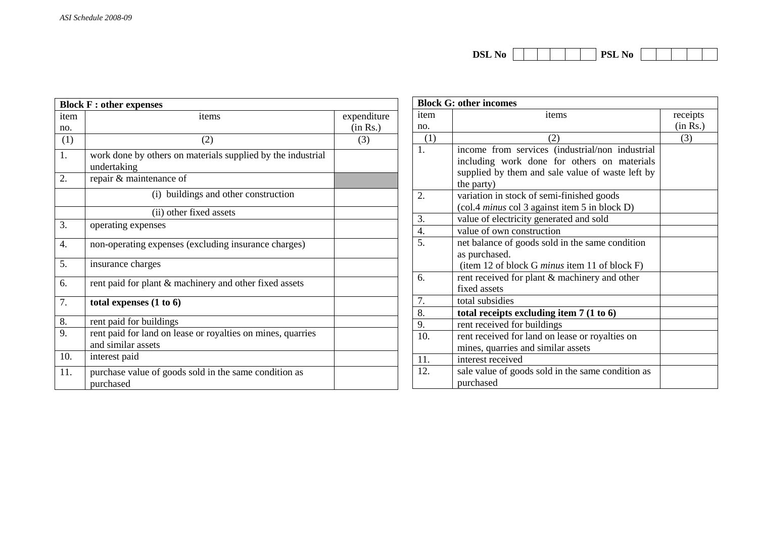DSL No | | | | | | | PSL No | | | | | |

| **Block F : other expenses** | | |
|---|---|---|
| item no. | items | expenditure (in Rs.) |
| (1) | (2) | (3) |
| 1. | work done by others on materials supplied by the industrial undertaking | |
| 2. | repair & maintenance of | |
| | (i) buildings and other construction | |
| | (ii) other fixed assets | |
| 3. | operating expenses | |
| 4. | non-operating expenses (excluding insurance charges) | |
| 5. | insurance charges | |
| 6. | rent paid for plant & machinery and other fixed assets | |
| 7. | **total expenses (1 to 6)** | |
| 8. | rent paid for buildings | |
| 9. | rent paid for land on lease or royalties on mines, quarries and similar assets | |
| 10. | interest paid | |
| 11. | purchase value of goods sold in the same condition as purchased | |

| **Block G: other incomes** | | |
|---|---|---|
| item no. | items | receipts (in Rs.) |
| (1) | (2) | (3) |
| 1. | income from services (industrial/non industrial including work done for others on materials supplied by them and sale value of waste left by the party) | |
| 2. | variation in stock of semi-finished goods (col.4 *minus* col 3 against item 5 in block D) | |
| 3. | value of electricity generated and sold | |
| 4. | value of own construction | |
| 5. | net balance of goods sold in the same condition as purchased. (item 12 of block G *minus* item 11 of block F) | |
| 6. | rent received for plant & machinery and other fixed assets | |
| 7. | total subsidies | |
| 8. | **total receipts excluding item 7 (1 to 6)** | |
| 9. | rent received for buildings | |
| 10. | rent received for land on lease or royalties on mines, quarries and similar assets | |
| 11. | interest received | |
| 12. | sale value of goods sold in the same condition as purchased | |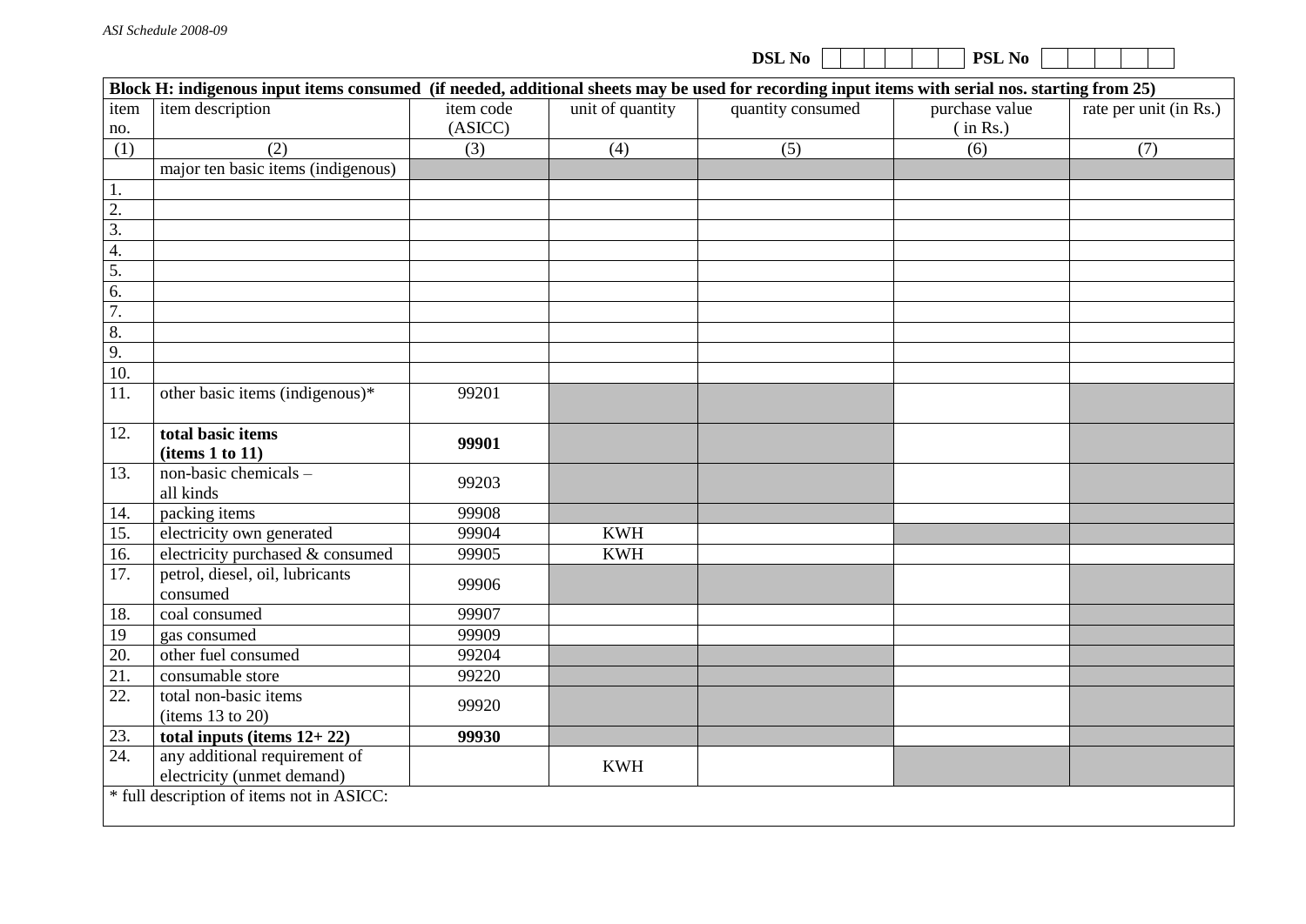DSL No | | | | | | | PSL No | | | | | |

| Block H: indigenous input items consumed (if needed, additional sheets may be used for recording input items with serial nos. starting from 25) | | | | | | |
|---|---|---|---|---|---|---|
| item no. | item description | item code (ASICC) | unit of quantity | quantity consumed | purchase value ( in Rs.) | rate per unit (in Rs.) |
| (1) | (2) | (3) | (4) | (5) | (6) | (7) |
| | major ten basic items (indigenous) | | | | | |
| 1. | | | | | | |
| 2. | | | | | | |
| 3. | | | | | | |
| 4. | | | | | | |
| 5. | | | | | | |
| 6. | | | | | | |
| 7. | | | | | | |
| 8. | | | | | | |
| 9. | | | | | | |
| 10. | | | | | | |
| 11. | other basic items (indigenous)* | 99201 | | | | |
| 12. | **total basic items (items 1 to 11)** | **99901** | | | | |
| 13. | non-basic chemicals – all kinds | 99203 | | | | |
| 14. | packing items | 99908 | | | | |
| 15. | electricity own generated | 99904 | KWH | | | |
| 16. | electricity purchased & consumed | 99905 | KWH | | | |
| 17. | petrol, diesel, oil, lubricants consumed | 99906 | | | | |
| 18. | coal consumed | 99907 | | | | |
| 19 | gas consumed | 99909 | | | | |
| 20. | other fuel consumed | 99204 | | | | |
| 21. | consumable store | 99220 | | | | |
| 22. | total non-basic items (items 13 to 20) | 99920 | | | | |
| 23. | **total inputs (items 12+ 22)** | **99930** | | | | |
| 24. | any additional requirement of electricity (unmet demand) | | KWH | | | |
| * full description of items not in ASICC: | | | | | | |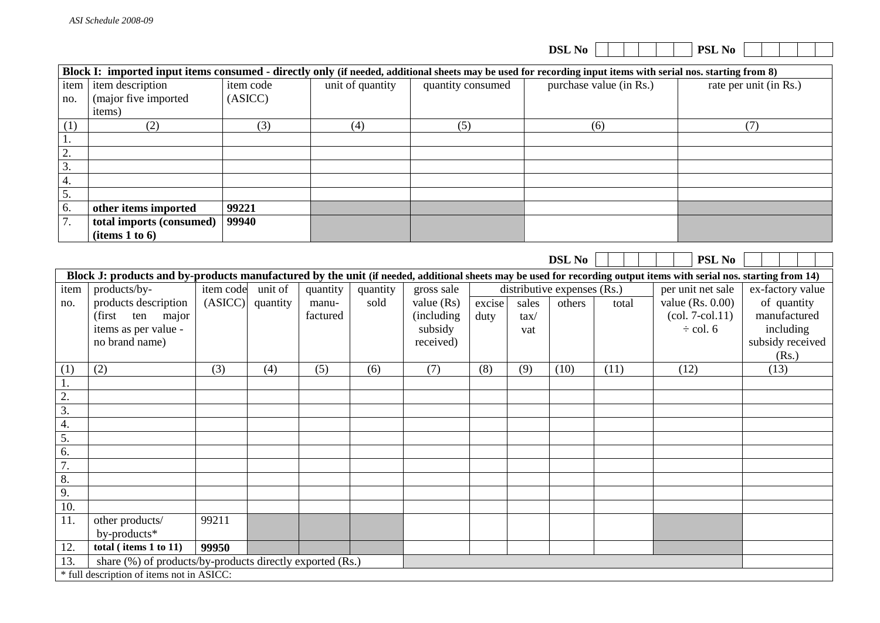DSL No | | | | | | | PSL No | | | | | |

**Block I: imported input items consumed - directly only (if needed, additional sheets may be used for recording input items with serial nos. starting from 8)**

| item no. | item description (major five imported items) | item code (ASICC) | unit of quantity | quantity consumed | purchase value (in Rs.) | rate per unit (in Rs.) |
|---|---|---|---|---|---|---|
| (1) | (2) | (3) | (4) | (5) | (6) | (7) |
| 1. | | | | | | |
| 2. | | | | | | |
| 3. | | | | | | |
| 4. | | | | | | |
| 5. | | | | | | |
| 6. | **other items imported** | **99221** | | | | |
| 7. | **total imports (consumed) (items 1 to 6)** | **99940** | | | | |

DSL No | | | | | | | PSL No | | | | | |

**Block J: products and by-products manufactured by the unit (if needed, additional sheets may be used for recording output items with serial nos. starting from 14)**

| item no. | products/by-products description (first ten major items as per value - no brand name) | item code (ASICC) | unit of quantity | quantity manu-factured | quantity sold | gross sale value (Rs) (including subsidy received) | distributive expenses (Rs.) | | | | per unit net sale value (Rs. 0.00) (col. 7-col.11) ÷ col. 6 | ex-factory value of quantity manufactured including subsidy received (Rs.) |
|---|---|---|---|---|---|---|---|---|---|---|---|---|
| | | | | | | | excise duty | sales tax/ vat | others | total | | |
| (1) | (2) | (3) | (4) | (5) | (6) | (7) | (8) | (9) | (10) | (11) | (12) | (13) |
| 1. | | | | | | | | | | | | |
| 2. | | | | | | | | | | | | |
| 3. | | | | | | | | | | | | |
| 4. | | | | | | | | | | | | |
| 5. | | | | | | | | | | | | |
| 6. | | | | | | | | | | | | |
| 7. | | | | | | | | | | | | |
| 8. | | | | | | | | | | | | |
| 9. | | | | | | | | | | | | |
| 10. | | | | | | | | | | | | |
| 11. | other products/ by-products* | 99211 | | | | | | | | | | |
| 12. | **total ( items 1 to 11)** | **99950** | | | | | | | | | | |
| 13. | share (%) of products/by-products directly exported (Rs.) | | | | | | | | | | | |

\* full description of items not in ASICC: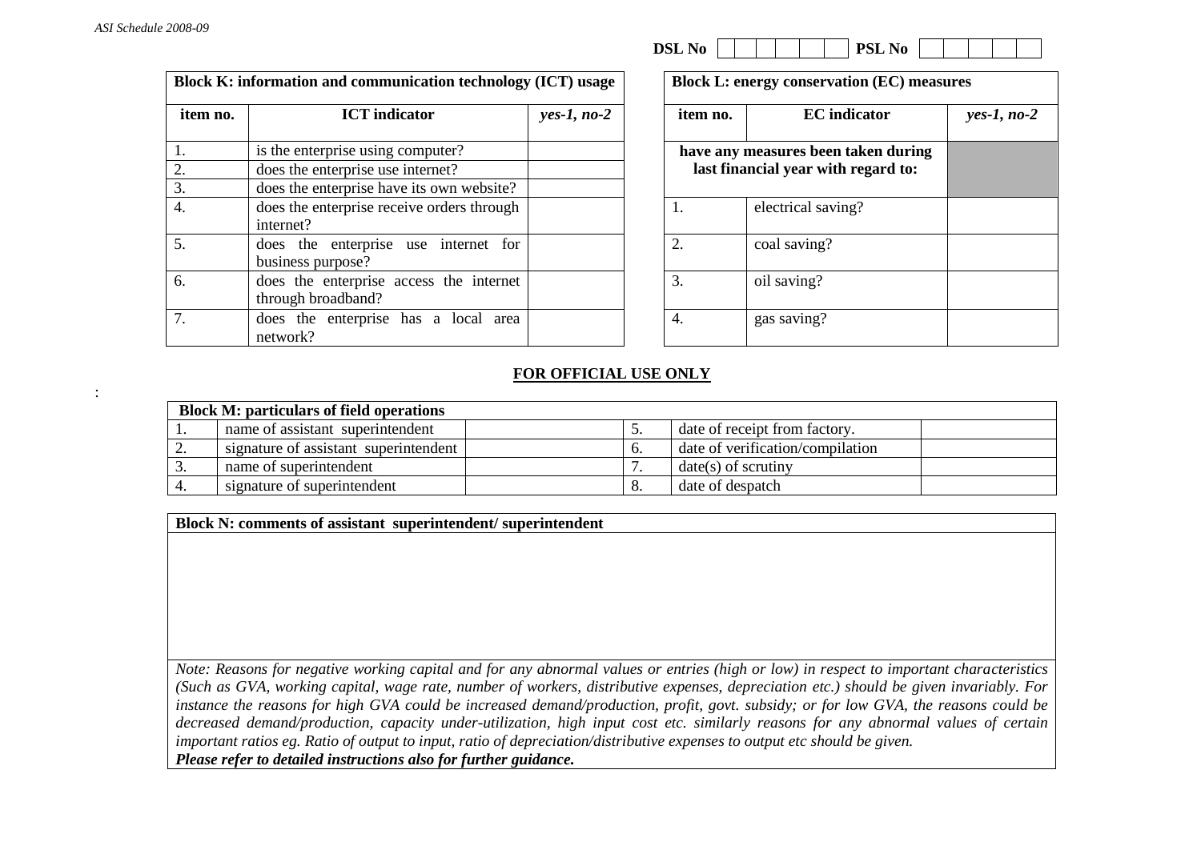DSL No | | | | | | | PSL No | | | | | |

**Block K: information and communication technology (ICT) usage**

| item no. | ICT indicator | *yes-1, no-2* |
|---|---|---|
| 1. | is the enterprise using computer? | |
| 2. | does the enterprise use internet? | |
| 3. | does the enterprise have its own website? | |
| 4. | does the enterprise receive orders through internet? | |
| 5. | does the enterprise use internet for business purpose? | |
| 6. | does the enterprise access the internet through broadband? | |
| 7. | does the enterprise has a local area network? | |

**Block L: energy conservation (EC) measures**

| item no. | EC indicator | *yes-1, no-2* |
|---|---|---|
| **have any measures been taken during last financial year with regard to:** | | |
| 1. | electrical saving? | |
| 2. | coal saving? | |
| 3. | oil saving? | |
| 4. | gas saving? | |

**FOR OFFICIAL USE ONLY**

**Block M: particulars of field operations**

| | | | | | |
|---|---|---|---|---|---|
| 1. | name of assistant superintendent | | 5. | date of receipt from factory. | |
| 2. | signature of assistant superintendent | | 6. | date of verification/compilation | |
| 3. | name of superintendent | | 7. | date(s) of scrutiny | |
| 4. | signature of superintendent | | 8. | date of despatch | |

**Block N: comments of assistant superintendent/ superintendent**

*Note: Reasons for negative working capital and for any abnormal values or entries (high or low) in respect to important characteristics (Such as GVA, working capital, wage rate, number of workers, distributive expenses, depreciation etc.) should be given invariably. For instance the reasons for high GVA could be increased demand/production, profit, govt. subsidy; or for low GVA, the reasons could be decreased demand/production, capacity under-utilization, high input cost etc. similarly reasons for any abnormal values of certain important ratios eg. Ratio of output to input, ratio of depreciation/distributive expenses to output etc should be given.*

***Please refer to detailed instructions also for further guidance.***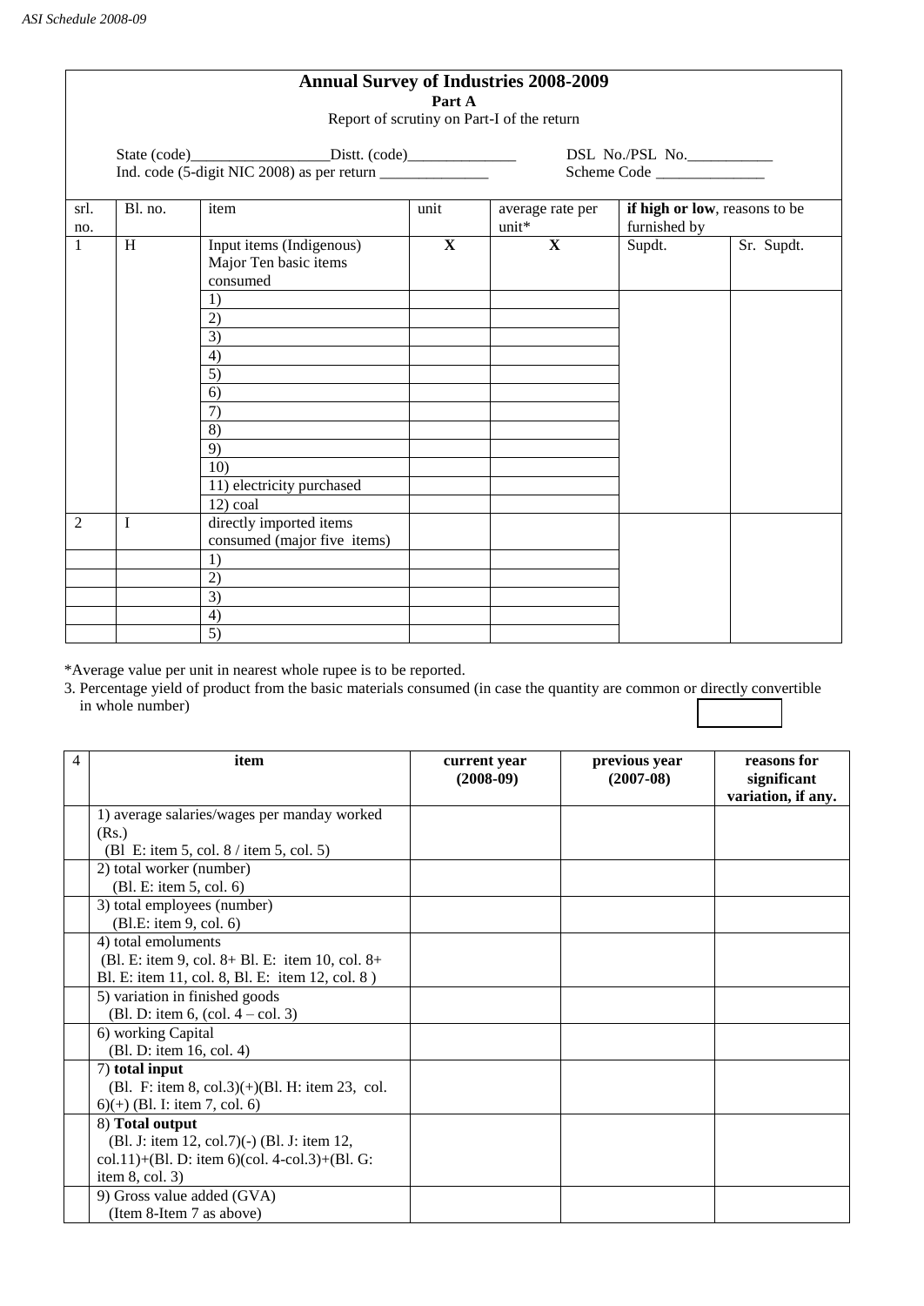# Annual Survey of Industries 2008-2009

## Part A

Report of scrutiny on Part-I of the return

State (code)__________________Distt. (code)______________ DSL No./PSL No.___________

Ind. code (5-digit NIC 2008) as per return ______________ Scheme Code ______________

| srl. no. | Bl. no. | item | unit | average rate per unit* | if high or low, reasons to be furnished by | |
|---|---|---|---|---|---|---|
| | | | | | Supdt. | Sr. Supdt. |
| 1 | H | Input items (Indigenous) Major Ten basic items consumed | **X** | **X** | | |
| | | 1) | | | | |
| | | 2) | | | | |
| | | 3) | | | | |
| | | 4) | | | | |
| | | 5) | | | | |
| | | 6) | | | | |
| | | 7) | | | | |
| | | 8) | | | | |
| | | 9) | | | | |
| | | 10) | | | | |
| | | 11) electricity purchased | | | | |
| | | 12) coal | | | | |
| 2 | I | directly imported items consumed (major five items) | | | | |
| | | 1) | | | | |
| | | 2) | | | | |
| | | 3) | | | | |
| | | 4) | | | | |
| | | 5) | | | | |

*Average value per unit in nearest whole rupee is to be reported.

3. Percentage yield of product from the basic materials consumed (in case the quantity are common or directly convertible in whole number)

| 4 | item | current year (2008-09) | previous year (2007-08) | reasons for significant variation, if any. |
|---|---|---|---|---|
| | 1) average salaries/wages per manday worked (Rs.) (Bl E: item 5, col. 8 / item 5, col. 5) | | | |
| | 2) total worker (number) (Bl. E: item 5, col. 6) | | | |
| | 3) total employees (number) (Bl.E: item 9, col. 6) | | | |
| | 4) total emoluments (Bl. E: item 9, col. 8+ Bl. E: item 10, col. 8+ Bl. E: item 11, col. 8, Bl. E: item 12, col. 8 ) | | | |
| | 5) variation in finished goods (Bl. D: item 6, (col. 4 – col. 3) | | | |
| | 6) working Capital (Bl. D: item 16, col. 4) | | | |
| | 7) **total input** (Bl. F: item 8, col.3)(+)(Bl. H: item 23, col. 6)(+) (Bl. I: item 7, col. 6) | | | |
| | 8) **Total output** (Bl. J: item 12, col.7)(-) (Bl. J: item 12, col.11)+(Bl. D: item 6)(col. 4-col.3)+(Bl. G: item 8, col. 3) | | | |
| | 9) Gross value added (GVA) (Item 8-Item 7 as above) | | | |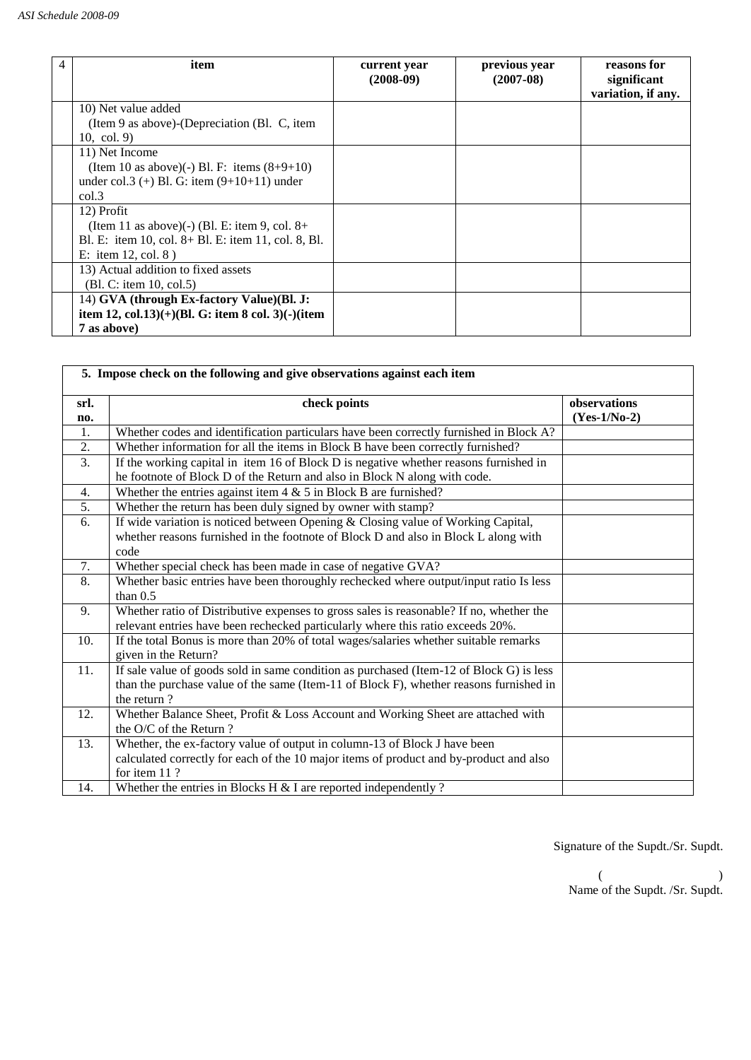| 4 | item | current year (2008-09) | previous year (2007-08) | reasons for significant variation, if any. |
|---|---|---|---|---|
| | 10) Net value added (Item 9 as above)-(Depreciation (Bl. C, item 10, col. 9) | | | |
| | 11) Net Income (Item 10 as above)(-) Bl. F: items (8+9+10) under col.3 (+) Bl. G: item (9+10+11) under col.3 | | | |
| | 12) Profit (Item 11 as above)(-) (Bl. E: item 9, col. 8+ Bl. E: item 10, col. 8+ Bl. E: item 11, col. 8, Bl. E: item 12, col. 8 ) | | | |
| | 13) Actual addition to fixed assets (Bl. C: item 10, col.5) | | | |
| | 14) **GVA (through Ex-factory Value)(Bl. J: item 12, col.13)(+)(Bl. G: item 8 col. 3)(-)(item 7 as above)** | | | |

| **5. Impose check on the following and give observations against each item** | | |
|---|---|---|
| **srl. no.** | **check points** | **observations (Yes-1/No-2)** |
| 1. | Whether codes and identification particulars have been correctly furnished in Block A? | |
| 2. | Whether information for all the items in Block B have been correctly furnished? | |
| 3. | If the working capital in item 16 of Block D is negative whether reasons furnished in he footnote of Block D of the Return and also in Block N along with code. | |
| 4. | Whether the entries against item 4 & 5 in Block B are furnished? | |
| 5. | Whether the return has been duly signed by owner with stamp? | |
| 6. | If wide variation is noticed between Opening & Closing value of Working Capital, whether reasons furnished in the footnote of Block D and also in Block L along with code | |
| 7. | Whether special check has been made in case of negative GVA? | |
| 8. | Whether basic entries have been thoroughly rechecked where output/input ratio Is less than 0.5 | |
| 9. | Whether ratio of Distributive expenses to gross sales is reasonable? If no, whether the relevant entries have been rechecked particularly where this ratio exceeds 20%. | |
| 10. | If the total Bonus is more than 20% of total wages/salaries whether suitable remarks given in the Return? | |
| 11. | If sale value of goods sold in same condition as purchased (Item-12 of Block G) is less than the purchase value of the same (Item-11 of Block F), whether reasons furnished in the return ? | |
| 12. | Whether Balance Sheet, Profit & Loss Account and Working Sheet are attached with the O/C of the Return ? | |
| 13. | Whether, the ex-factory value of output in column-13 of Block J have been calculated correctly for each of the 10 major items of product and by-product and also for item 11 ? | |
| 14. | Whether the entries in Blocks H & I are reported independently ? | |

Signature of the Supdt./Sr. Supdt.

( )
Name of the Supdt. /Sr. Supdt.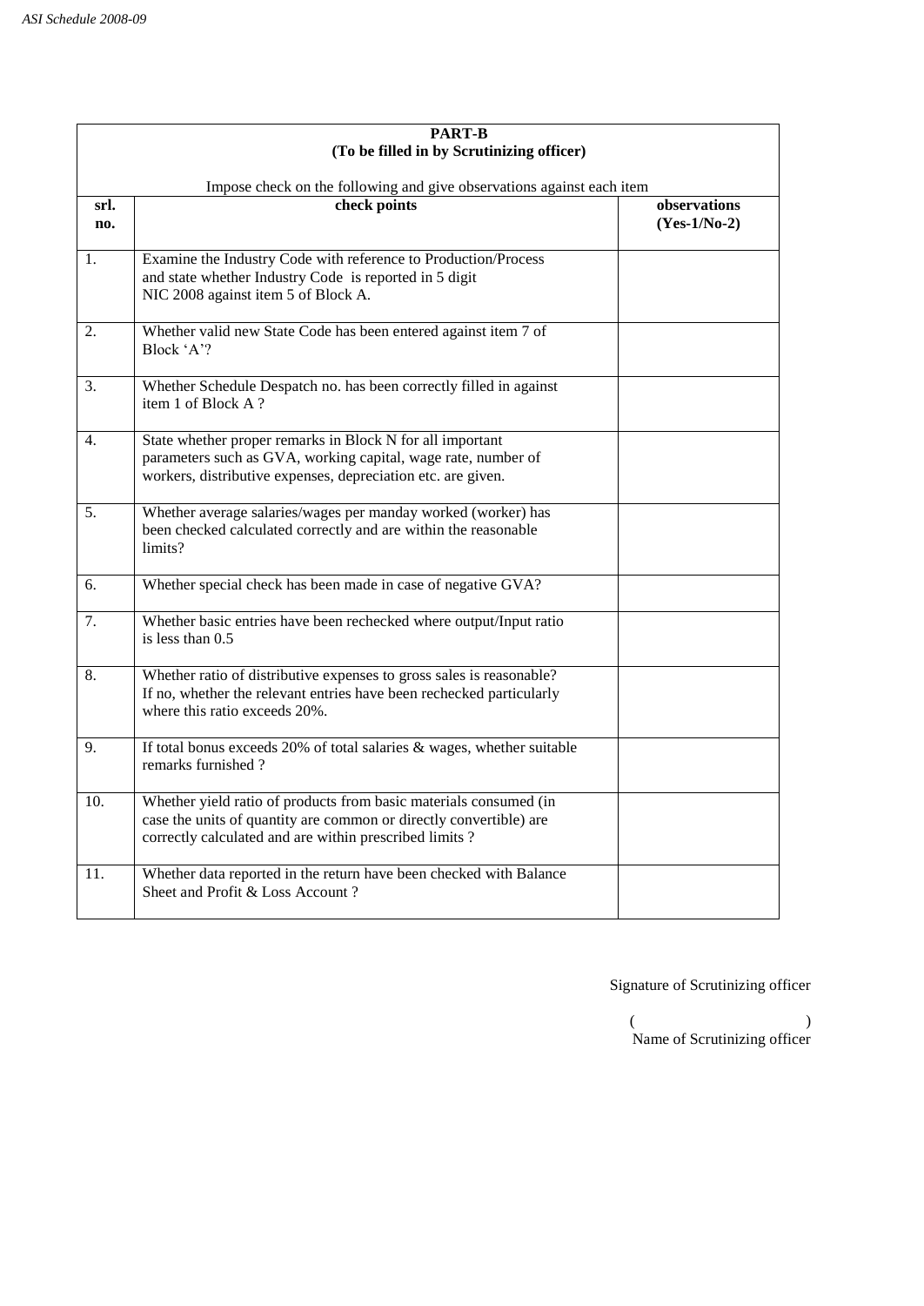| PART-B (To be filled in by Scrutinizing officer) | | |
|---|---|---|
| Impose check on the following and give observations against each item | | |
| **srl. no.** | **check points** | **observations (Yes-1/No-2)** |
| 1. | Examine the Industry Code with reference to Production/Process and state whether Industry Code is reported in 5 digit NIC 2008 against item 5 of Block A. | |
| 2. | Whether valid new State Code has been entered against item 7 of Block 'A'? | |
| 3. | Whether Schedule Despatch no. has been correctly filled in against item 1 of Block A ? | |
| 4. | State whether proper remarks in Block N for all important parameters such as GVA, working capital, wage rate, number of workers, distributive expenses, depreciation etc. are given. | |
| 5. | Whether average salaries/wages per manday worked (worker) has been checked calculated correctly and are within the reasonable limits? | |
| 6. | Whether special check has been made in case of negative GVA? | |
| 7. | Whether basic entries have been rechecked where output/Input ratio is less than 0.5 | |
| 8. | Whether ratio of distributive expenses to gross sales is reasonable? If no, whether the relevant entries have been rechecked particularly where this ratio exceeds 20%. | |
| 9. | If total bonus exceeds 20% of total salaries & wages, whether suitable remarks furnished ? | |
| 10. | Whether yield ratio of products from basic materials consumed (in case the units of quantity are common or directly convertible) are correctly calculated and are within prescribed limits ? | |
| 11. | Whether data reported in the return have been checked with Balance Sheet and Profit & Loss Account ? | |

Signature of Scrutinizing officer

( )
Name of Scrutinizing officer